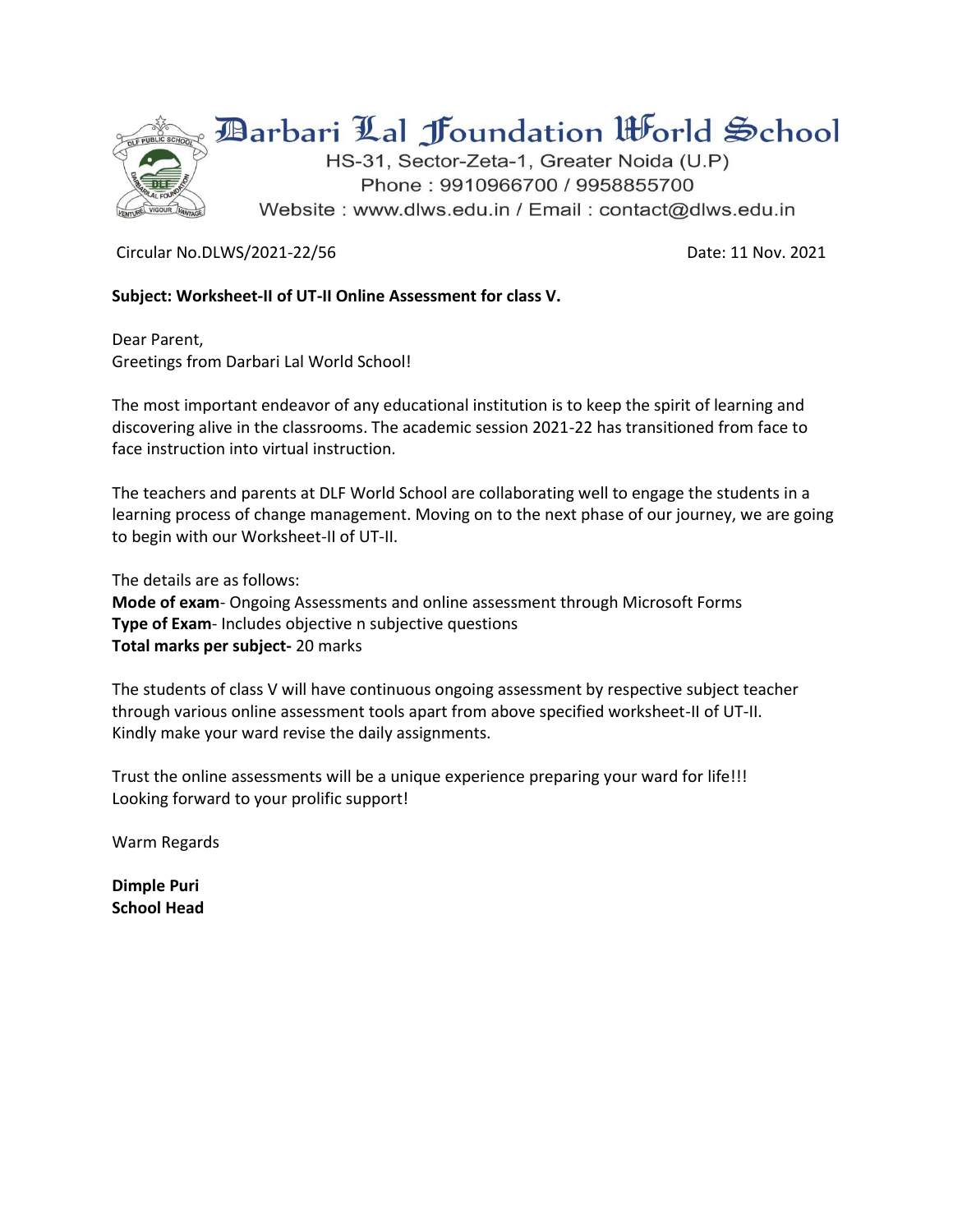# Darbari Lal Foundation World School

HS-31, Sector-Zeta-1, Greater Noida (U.P)
Phone : 9910966700 / 9958855700
Website : www.dlws.edu.in / Email : contact@dlws.edu.in

Circular No.DLWS/2021-22/56 Date: 11 Nov. 2021

**Subject: Worksheet-II of UT-II Online Assessment for class V.**

Dear Parent,
Greetings from Darbari Lal World School!

The most important endeavor of any educational institution is to keep the spirit of learning and discovering alive in the classrooms. The academic session 2021-22 has transitioned from face to face instruction into virtual instruction.

The teachers and parents at DLF World School are collaborating well to engage the students in a learning process of change management. Moving on to the next phase of our journey, we are going to begin with our Worksheet-II of UT-II.

The details are as follows:
**Mode of exam**- Ongoing Assessments and online assessment through Microsoft Forms
**Type of Exam**- Includes objective n subjective questions
**Total marks per subject-** 20 marks

The students of class V will have continuous ongoing assessment by respective subject teacher through various online assessment tools apart from above specified worksheet-II of UT-II.
Kindly make your ward revise the daily assignments.

Trust the online assessments will be a unique experience preparing your ward for life!!!
Looking forward to your prolific support!

Warm Regards

**Dimple Puri**
**School Head**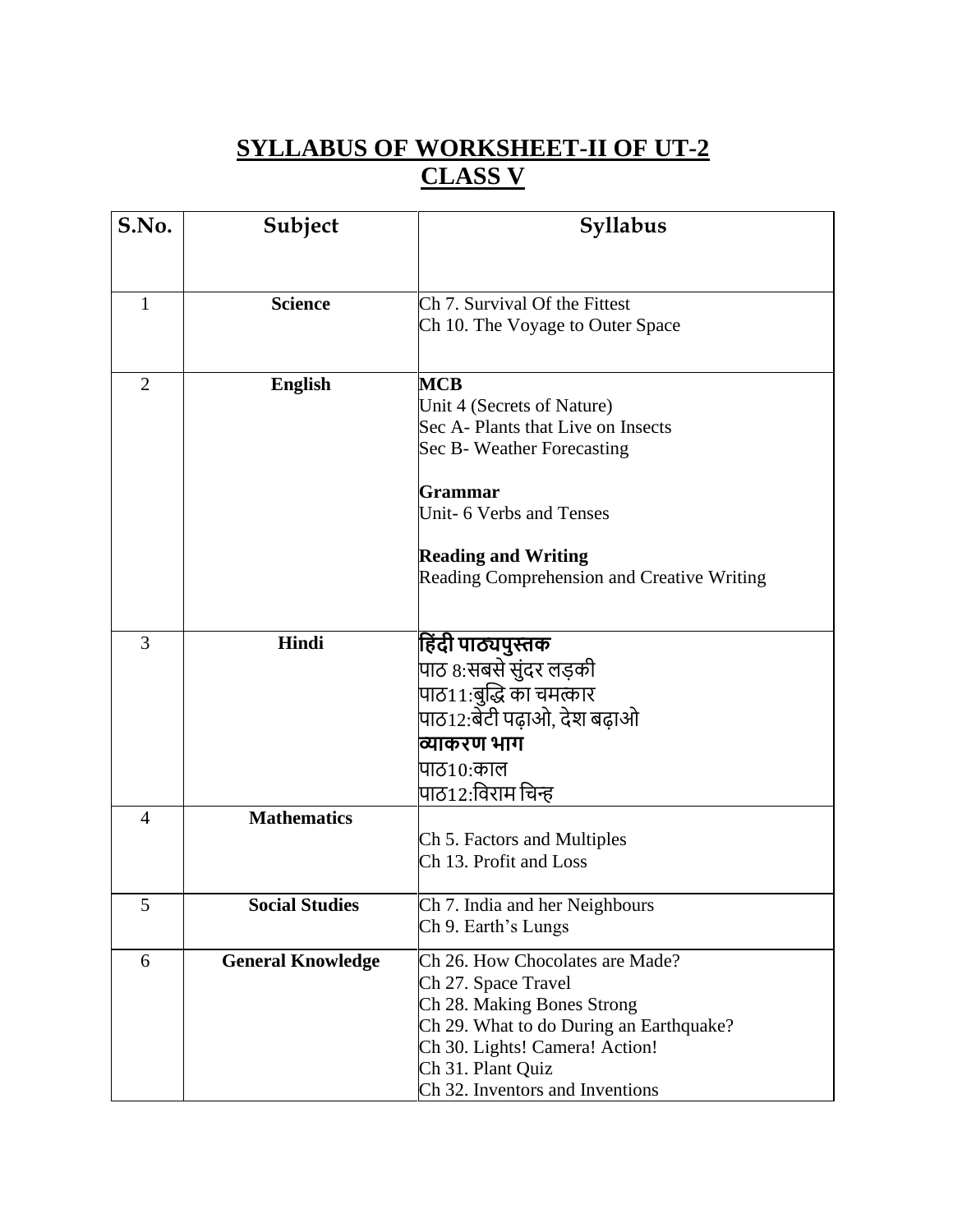# SYLLABUS OF WORKSHEET-II OF UT-2
# CLASS V

| S.No. | Subject | Syllabus |
| --- | --- | --- |
| 1 | **Science** | Ch 7. Survival Of the Fittest<br>Ch 10. The Voyage to Outer Space |
| 2 | **English** | **MCB**<br>Unit 4 (Secrets of Nature)<br>Sec A- Plants that Live on Insects<br>Sec B- Weather Forecasting<br><br>**Grammar**<br>Unit- 6 Verbs and Tenses<br><br>**Reading and Writing**<br>Reading Comprehension and Creative Writing |
| 3 | **Hindi** | **हिंदी पाठ्यपुस्तक**<br>पाठ 8:सबसे सुंदर लड़की<br>पाठ11:बुद्धि का चमत्कार<br>पाठ12:बेटी पढ़ाओ, देश बढ़ाओ<br>**व्याकरण भाग**<br>पाठ10:काल<br>पाठ12:विराम चिन्ह |
| 4 | **Mathematics** | Ch 5. Factors and Multiples<br>Ch 13. Profit and Loss |
| 5 | **Social Studies** | Ch 7. India and her Neighbours<br>Ch 9. Earth's Lungs |
| 6 | **General Knowledge** | Ch 26. How Chocolates are Made?<br>Ch 27. Space Travel<br>Ch 28. Making Bones Strong<br>Ch 29. What to do During an Earthquake?<br>Ch 30. Lights! Camera! Action!<br>Ch 31. Plant Quiz<br>Ch 32. Inventors and Inventions |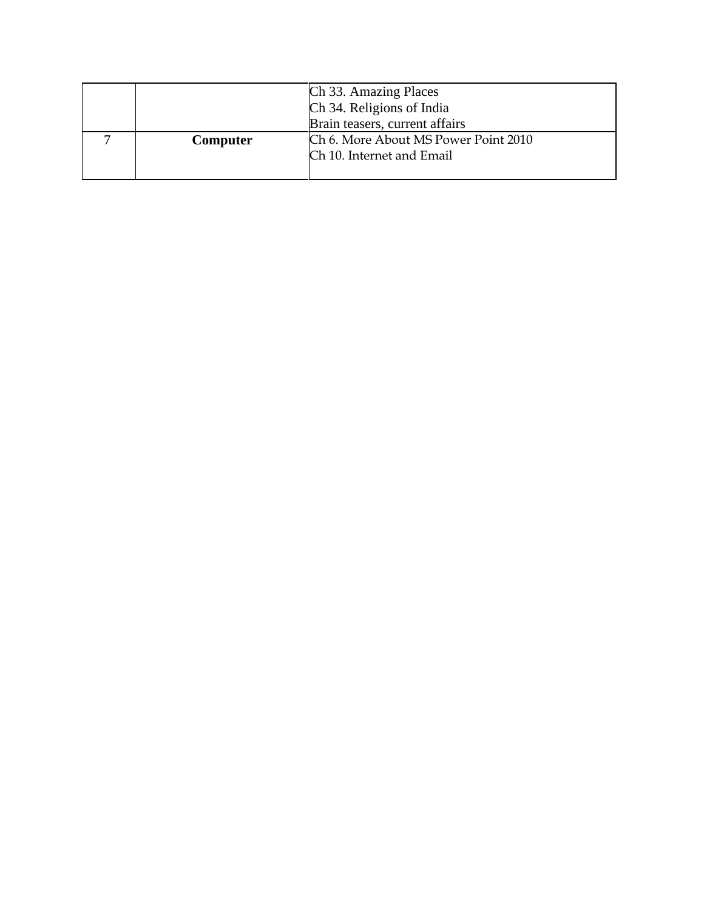| | | |
|---|---|---|
| | | Ch 33. Amazing Places<br>Ch 34. Religions of India<br>Brain teasers, current affairs |
| 7 | **Computer** | Ch 6. More About MS Power Point 2010<br>Ch 10. Internet and Email |